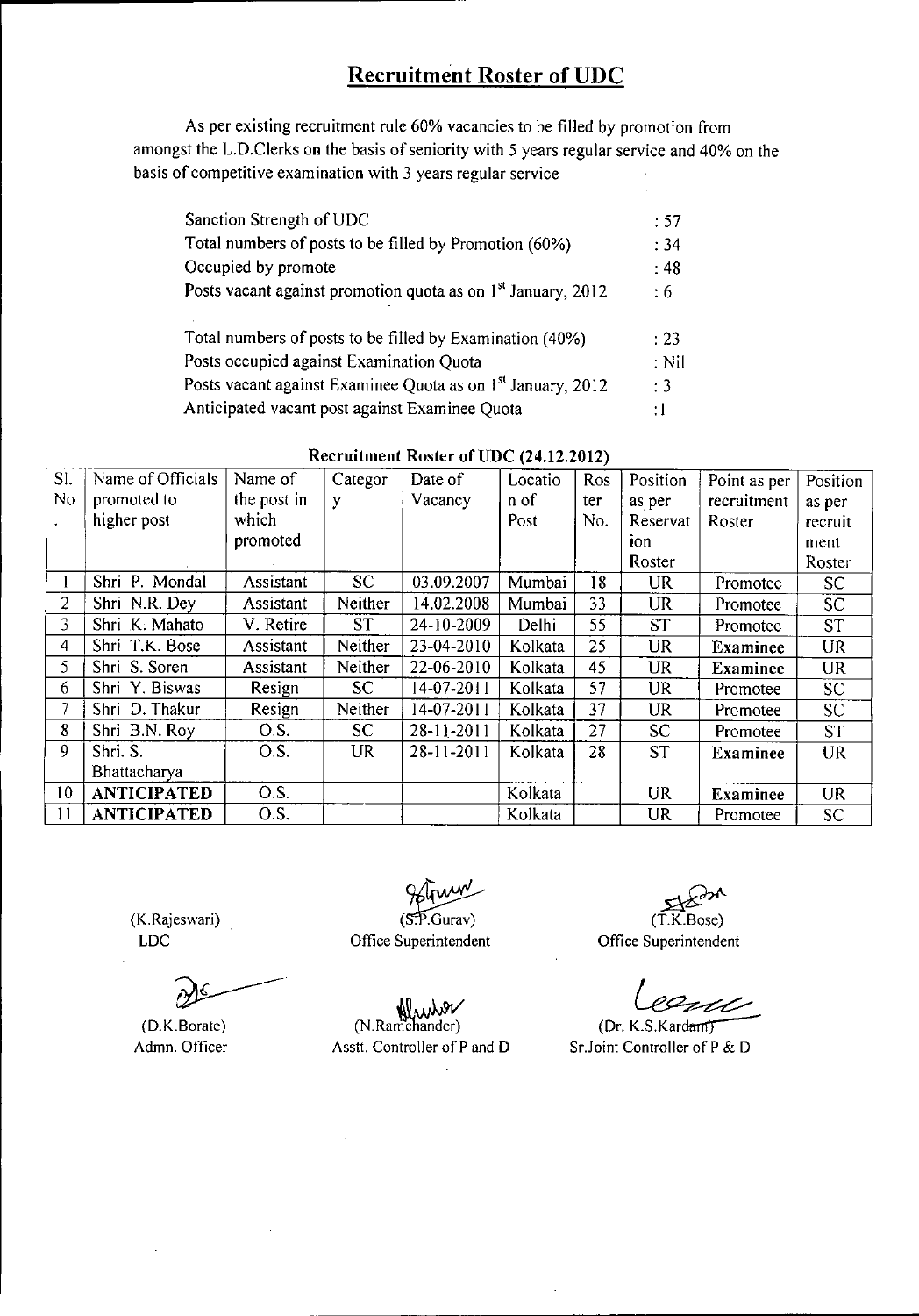# Recruitment Roster of UDC

As per existing recruitment rule 60% vacancies to be filled by promotion from amongst the L.D.Clerks on the basis of seniority with 5 years regular service and 40% on the basis of competitive examination with 3 years regular service

| | |
|---|---|
| Sanction Strength of UDC | : 57 |
| Total numbers of posts to be filled by Promotion (60%) | : 34 |
| Occupied by promote | : 48 |
| Posts vacant against promotion quota as on 1st January, 2012 | : 6 |
| Total numbers of posts to be filled by Examination (40%) | : 23 |
| Posts occupied against Examination Quota | : Nil |
| Posts vacant against Examinee Quota as on 1st January, 2012 | : 3 |
| Anticipated vacant post against Examinee Quota | : 1 |

**Recruitment Roster of UDC (24.12.2012)**

| Sl. No. | Name of Officials promoted to higher post | Name of the post in which promoted | Category | Date of Vacancy | Location of Post | Roster No. | Position as per Reservation Roster | Point as per recruitment Roster | Position as per recruitment Roster |
|---|---|---|---|---|---|---|---|---|---|
| 1 | Shri P. Mondal | Assistant | SC | 03.09.2007 | Mumbai | 18 | UR | Promotee | SC |
| 2 | Shri N.R. Dey | Assistant | Neither | 14.02.2008 | Mumbai | 33 | UR | Promotee | SC |
| 3 | Shri K. Mahato | V. Retire | ST | 24-10-2009 | Delhi | 55 | ST | Promotee | ST |
| 4 | Shri T.K. Bose | Assistant | Neither | 23-04-2010 | Kolkata | 25 | UR | **Examinee** | UR |
| 5 | Shri S. Soren | Assistant | Neither | 22-06-2010 | Kolkata | 45 | UR | **Examinee** | UR |
| 6 | Shri Y. Biswas | Resign | SC | 14-07-2011 | Kolkata | 57 | UR | Promotee | SC |
| 7 | Shri D. Thakur | Resign | Neither | 14-07-2011 | Kolkata | 37 | UR | Promotee | SC |
| 8 | Shri B.N. Roy | O.S. | SC | 28-11-2011 | Kolkata | 27 | SC | Promotee | ST |
| 9 | Shri. S. Bhattacharya | O.S. | UR | 28-11-2011 | Kolkata | 28 | ST | **Examinee** | UR |
| 10 | **ANTICIPATED** | O.S. | | | Kolkata | | UR | **Examinee** | UR |
| 11 | **ANTICIPATED** | O.S. | | | Kolkata | | UR | Promotee | SC |

(K.Rajeswari)
LDC

(S.P.Gurav)
Office Superintendent

(T.K.Bose)
Office Superintendent

(D.K.Borate)
Admn. Officer

(N.Ramchander)
Asstt. Controller of P and D

(Dr. K.S.Kardam)
Sr.Joint Controller of P & D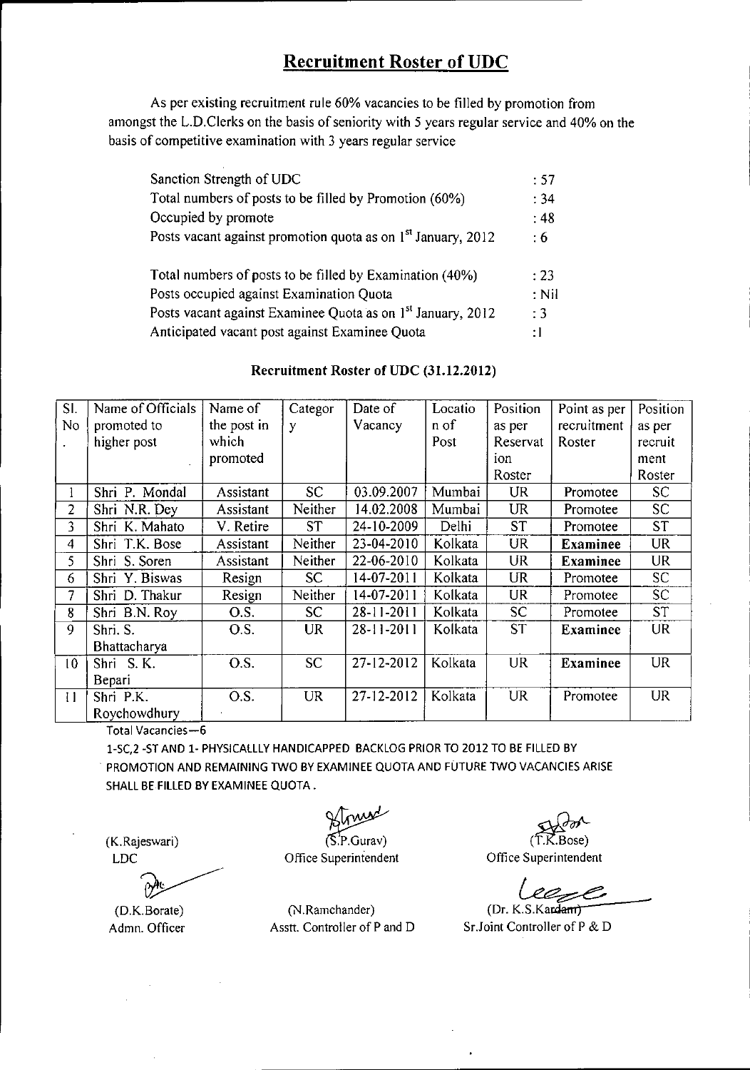# Recruitment Roster of UDC

As per existing recruitment rule 60% vacancies to be filled by promotion from amongst the L.D.Clerks on the basis of seniority with 5 years regular service and 40% on the basis of competitive examination with 3 years regular service

| | |
|---|---|
| Sanction Strength of UDC | : 57 |
| Total numbers of posts to be filled by Promotion (60%) | : 34 |
| Occupied by promote | : 48 |
| Posts vacant against promotion quota as on 1st January, 2012 | : 6 |
| Total numbers of posts to be filled by Examination (40%) | : 23 |
| Posts occupied against Examination Quota | : Nil |
| Posts vacant against Examinee Quota as on 1st January, 2012 | : 3 |
| Anticipated vacant post against Examinee Quota | : 1 |

**Recruitment Roster of UDC (31.12.2012)**

| Sl. No. | Name of Officials promoted to higher post | Name of the post in which promoted | Category | Date of Vacancy | Location of Post | Position as per Reservation Roster | Point as per recruitment Roster | Position as per recruitment Roster |
|---|---|---|---|---|---|---|---|---|
| 1 | Shri P. Mondal | Assistant | SC | 03.09.2007 | Mumbai | UR | Promotee | SC |
| 2 | Shri N.R. Dey | Assistant | Neither | 14.02.2008 | Mumbai | UR | Promotee | SC |
| 3 | Shri K. Mahato | V. Retire | ST | 24-10-2009 | Delhi | ST | Promotee | ST |
| 4 | Shri T.K. Bose | Assistant | Neither | 23-04-2010 | Kolkata | UR | **Examinee** | UR |
| 5 | Shri S. Soren | Assistant | Neither | 22-06-2010 | Kolkata | UR | **Examinee** | UR |
| 6 | Shri Y. Biswas | Resign | SC | 14-07-2011 | Kolkata | UR | Promotee | SC |
| 7 | Shri D. Thakur | Resign | Neither | 14-07-2011 | Kolkata | UR | Promotee | SC |
| 8 | Shri B.N. Roy | O.S. | SC | 28-11-2011 | Kolkata | SC | Promotee | ST |
| 9 | Shri. S. Bhattacharya | O.S. | UR | 28-11-2011 | Kolkata | ST | **Examinee** | UR |
| 10 | Shri S. K. Bepari | O.S. | SC | 27-12-2012 | Kolkata | UR | **Examinee** | UR |
| 11 | Shri P.K. Roychowdhury | O.S. | UR | 27-12-2012 | Kolkata | UR | Promotee | UR |

Total Vacancies—6

1-SC,2 -ST AND 1- PHYSICALLLY HANDICAPPED BACKLOG PRIOR TO 2012 TO BE FILLED BY PROMOTION AND REMAINING TWO BY EXAMINEE QUOTA AND FUTURE TWO VACANCIES ARISE SHALL BE FILLED BY EXAMINEE QUOTA .

(K.Rajeswari)
LDC

(S.P.Gurav)
Office Superintendent

(T.K.Bose)
Office Superintendent

(D.K.Borate)
Admn. Officer

(N.Ramchander)
Asstt. Controller of P and D

(Dr. K.S.Kardam)
Sr.Joint Controller of P & D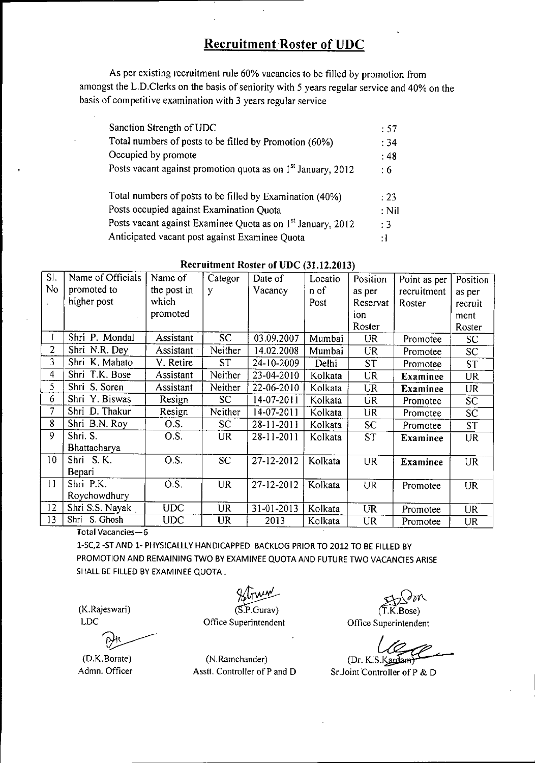# Recruitment Roster of UDC

As per existing recruitment rule 60% vacancies to be filled by promotion from amongst the L.D.Clerks on the basis of seniority with 5 years regular service and 40% on the basis of competitive examination with 3 years regular service

| | |
|---|---|
| Sanction Strength of UDC | : 57 |
| Total numbers of posts to be filled by Promotion (60%) | : 34 |
| Occupied by promote | : 48 |
| Posts vacant against promotion quota as on 1st January, 2012 | : 6 |
| Total numbers of posts to be filled by Examination (40%) | : 23 |
| Posts occupied against Examination Quota | : Nil |
| Posts vacant against Examinee Quota as on 1st January, 2012 | : 3 |
| Anticipated vacant post against Examinee Quota | : 1 |

**Recruitment Roster of UDC (31.12.2013)**

| Sl. No. | Name of Officials promoted to higher post | Name of the post in which promoted | Category | Date of Vacancy | Location of Post | Position as per Reservation Roster | Point as per recruitment Roster | Position as per recruitment Roster |
|---|---|---|---|---|---|---|---|---|
| 1 | Shri P. Mondal | Assistant | SC | 03.09.2007 | Mumbai | UR | Promotee | SC |
| 2 | Shri N.R. Dey | Assistant | Neither | 14.02.2008 | Mumbai | UR | Promotee | SC |
| 3 | Shri K. Mahato | V. Retire | ST | 24-10-2009 | Delhi | ST | Promotee | ST |
| 4 | Shri T.K. Bose | Assistant | Neither | 23-04-2010 | Kolkata | UR | **Examinee** | UR |
| 5 | Shri S. Soren | Assistant | Neither | 22-06-2010 | Kolkata | UR | **Examinee** | UR |
| 6 | Shri Y. Biswas | Resign | SC | 14-07-2011 | Kolkata | UR | Promotee | SC |
| 7 | Shri D. Thakur | Resign | Neither | 14-07-2011 | Kolkata | UR | Promotee | SC |
| 8 | Shri B.N. Roy | O.S. | SC | 28-11-2011 | Kolkata | SC | Promotee | ST |
| 9 | Shri. S. Bhattacharya | O.S. | UR | 28-11-2011 | Kolkata | ST | **Examinee** | UR |
| 10 | Shri S.K. Bepari | O.S. | SC | 27-12-2012 | Kolkata | UR | **Examinee** | UR |
| 11 | Shri P.K. Roychowdhury | O.S. | UR | 27-12-2012 | Kolkata | UR | Promotee | UR |
| 12 | Shri S.S. Nayak | UDC | UR | 31-01-2013 | Kolkata | UR | Promotee | UR |
| 13 | Shri S. Ghosh | UDC | UR | 2013 | Kolkata | UR | Promotee | UR |

Total Vacancies—6

1-SC,2 -ST AND 1- PHYSICALLLY HANDICAPPED BACKLOG PRIOR TO 2012 TO BE FILLED BY PROMOTION AND REMAINING TWO BY EXAMINEE QUOTA AND FUTURE TWO VACANCIES ARISE SHALL BE FILLED BY EXAMINEE QUOTA .

(K.Rajeswari)
LDC

(S.P.Gurav)
Office Superintendent

(T.K.Bose)
Office Superintendent

(D.K.Borate)
Admn. Officer

(N.Ramchander)
Asstt. Controller of P and D

(Dr. K.S.Kardam)
Sr.Joint Controller of P & D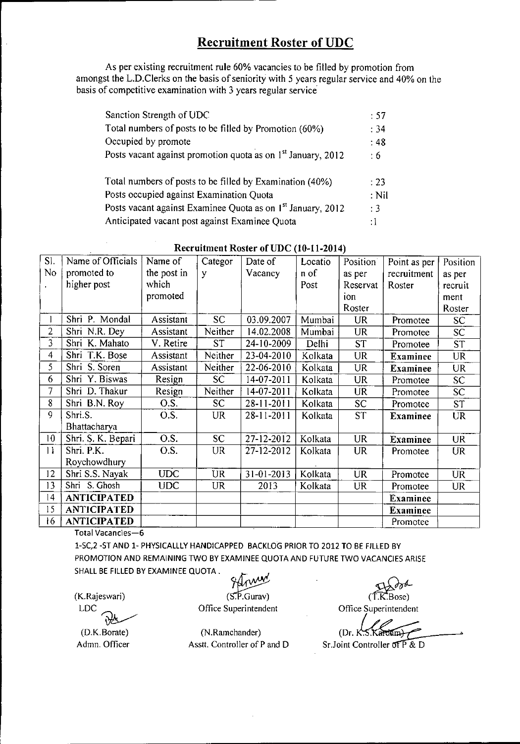# Recruitment Roster of UDC

As per existing recruitment rule 60% vacancies to be filled by promotion from amongst the L.D.Clerks on the basis of seniority with 5 years regular service and 40% on the basis of competitive examination with 3 years regular service

| | |
|---|---|
| Sanction Strength of UDC | : 57 |
| Total numbers of posts to be filled by Promotion (60%) | : 34 |
| Occupied by promote | : 48 |
| Posts vacant against promotion quota as on 1st January, 2012 | : 6 |
| Total numbers of posts to be filled by Examination (40%) | : 23 |
| Posts occupied against Examination Quota | : Nil |
| Posts vacant against Examinee Quota as on 1st January, 2012 | : 3 |
| Anticipated vacant post against Examinee Quota | : 1 |

**Recruitment Roster of UDC (10-11-2014)**

| Sl. No. | Name of Officials promoted to higher post | Name of the post in which promoted | Category | Date of Vacancy | Location of Post | Position as per Reservation Roster | Point as per recruitment Roster | Position as per recruitment Roster |
|---|---|---|---|---|---|---|---|---|
| 1 | Shri P. Mondal | Assistant | SC | 03.09.2007 | Mumbai | UR | Promotee | SC |
| 2 | Shri N.R. Dey | Assistant | Neither | 14.02.2008 | Mumbai | UR | Promotee | SC |
| 3 | Shri K. Mahato | V. Retire | ST | 24-10-2009 | Delhi | ST | Promotee | ST |
| 4 | Shri T.K. Bose | Assistant | Neither | 23-04-2010 | Kolkata | UR | **Examinee** | UR |
| 5 | Shri S. Soren | Assistant | Neither | 22-06-2010 | Kolkata | UR | **Examinee** | UR |
| 6 | Shri Y. Biswas | Resign | SC | 14-07-2011 | Kolkata | UR | Promotee | SC |
| 7 | Shri D. Thakur | Resign | Neither | 14-07-2011 | Kolkata | UR | Promotee | SC |
| 8 | Shri B.N. Roy | O.S. | SC | 28-11-2011 | Kolkata | SC | Promotee | ST |
| 9 | Shri.S. Bhattacharya | O.S. | UR | 28-11-2011 | Kolkata | ST | **Examinee** | UR |
| 10 | Shri. S. K. Bepari | O.S. | SC | 27-12-2012 | Kolkata | UR | **Examinee** | UR |
| 11 | Shri. P.K. Roychowdhury | O.S. | UR | 27-12-2012 | Kolkata | UR | Promotee | UR |
| 12 | Shri S.S. Nayak | UDC | UR | 31-01-2013 | Kolkata | UR | Promotee | UR |
| 13 | Shri S. Ghosh | UDC | UR | 2013 | Kolkata | UR | Promotee | UR |
| 14 | **ANTICIPATED** | | | | | | **Examinee** | |
| 15 | **ANTICIPATED** | | | | | | **Examinee** | |
| 16 | **ANTICIPATED** | | | | | | Promotee | |

Total Vacancies—6

1-SC,2 -ST AND 1- PHYSICALLLY HANDICAPPED BACKLOG PRIOR TO 2012 TO BE FILLED BY PROMOTION AND REMAINING TWO BY EXAMINEE QUOTA AND FUTURE TWO VACANCIES ARISE SHALL BE FILLED BY EXAMINEE QUOTA .

(K.Rajeswari)
LDC

(S.P.Gurav)
Office Superintendent

(T.K.Bose)
Office Superintendent

(D.K.Borate)
Admn. Officer

(N.Ramchander)
Asstt. Controller of P and D

(Dr. K.S.Kardam)
Sr.Joint Controller of P & D